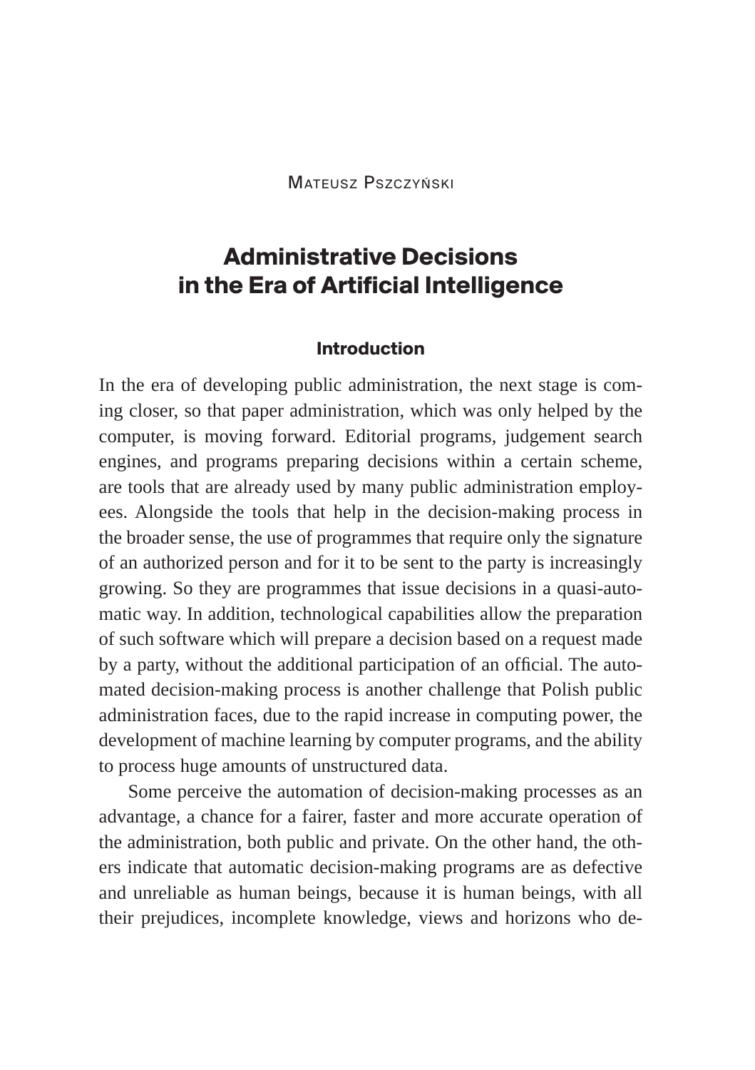Mateusz Pszczyński

# Administrative Decisions in the Era of Artificial Intelligence

## Introduction

In the era of developing public administration, the next stage is coming closer, so that paper administration, which was only helped by the computer, is moving forward. Editorial programs, judgement search engines, and programs preparing decisions within a certain scheme, are tools that are already used by many public administration employees. Alongside the tools that help in the decision-making process in the broader sense, the use of programmes that require only the signature of an authorized person and for it to be sent to the party is increasingly growing. So they are programmes that issue decisions in a quasi-automatic way. In addition, technological capabilities allow the preparation of such software which will prepare a decision based on a request made by a party, without the additional participation of an official. The automated decision-making process is another challenge that Polish public administration faces, due to the rapid increase in computing power, the development of machine learning by computer programs, and the ability to process huge amounts of unstructured data.

Some perceive the automation of decision-making processes as an advantage, a chance for a fairer, faster and more accurate operation of the administration, both public and private. On the other hand, the others indicate that automatic decision-making programs are as defective and unreliable as human beings, because it is human beings, with all their prejudices, incomplete knowledge, views and horizons who de-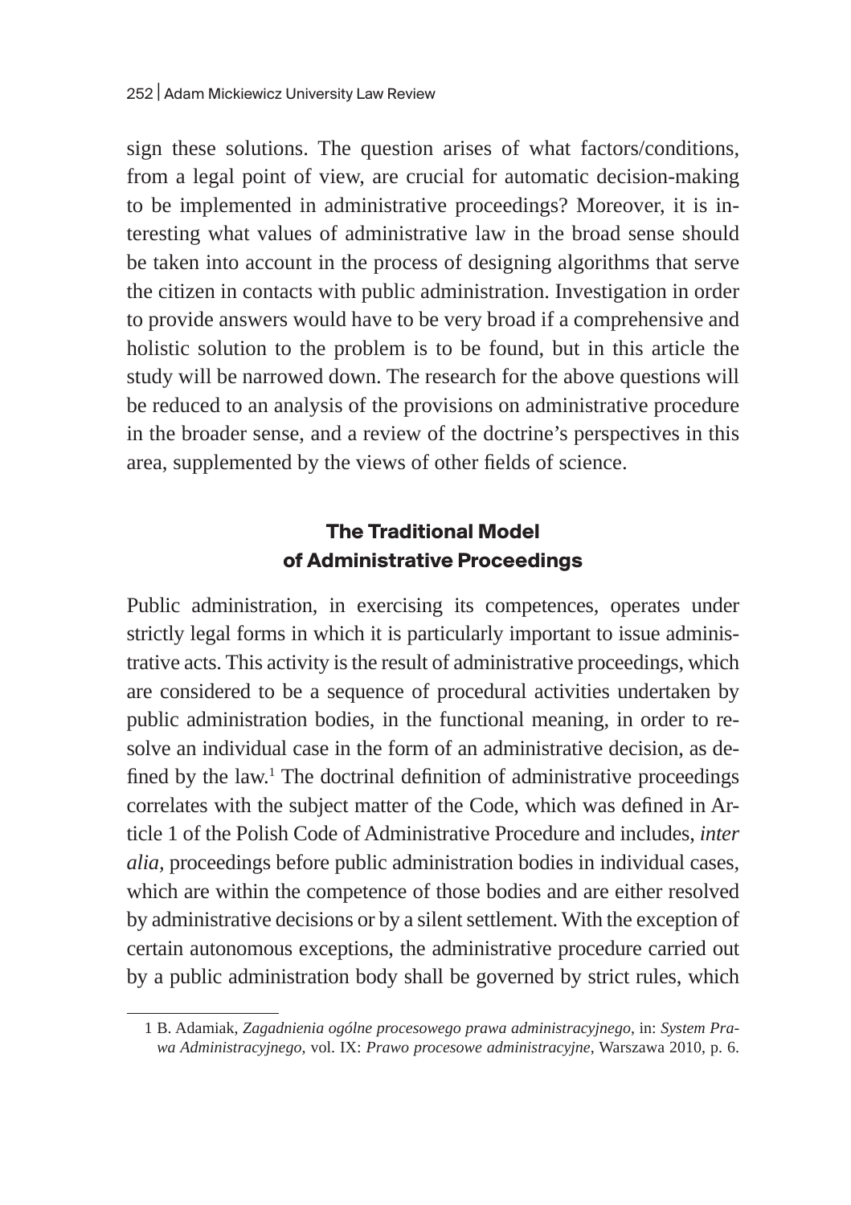sign these solutions. The question arises of what factors/conditions, from a legal point of view, are crucial for automatic decision-making to be implemented in administrative proceedings? Moreover, it is interesting what values of administrative law in the broad sense should be taken into account in the process of designing algorithms that serve the citizen in contacts with public administration. Investigation in order to provide answers would have to be very broad if a comprehensive and holistic solution to the problem is to be found, but in this article the study will be narrowed down. The research for the above questions will be reduced to an analysis of the provisions on administrative procedure in the broader sense, and a review of the doctrine's perspectives in this area, supplemented by the views of other fields of science.

## The Traditional Model of Administrative Proceedings

Public administration, in exercising its competences, operates under strictly legal forms in which it is particularly important to issue administrative acts. This activity is the result of administrative proceedings, which are considered to be a sequence of procedural activities undertaken by public administration bodies, in the functional meaning, in order to resolve an individual case in the form of an administrative decision, as defined by the law.[1] The doctrinal definition of administrative proceedings correlates with the subject matter of the Code, which was defined in Article 1 of the Polish Code of Administrative Procedure and includes, *inter alia*, proceedings before public administration bodies in individual cases, which are within the competence of those bodies and are either resolved by administrative decisions or by a silent settlement. With the exception of certain autonomous exceptions, the administrative procedure carried out by a public administration body shall be governed by strict rules, which

1 B. Adamiak, *Zagadnienia ogólne procesowego prawa administracyjnego*, in: *System Prawa Administracyjnego*, vol. IX: *Prawo procesowe administracyjne*, Warszawa 2010, p. 6.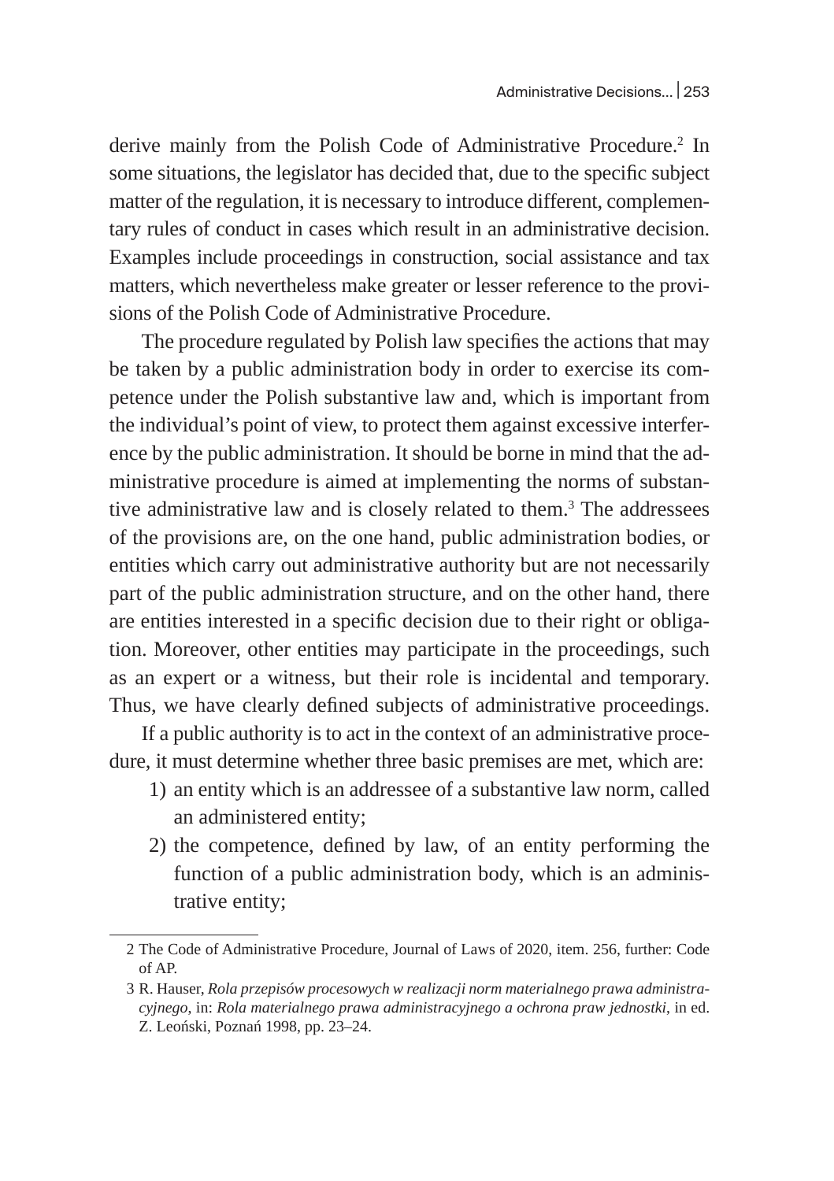derive mainly from the Polish Code of Administrative Procedure.[2] In some situations, the legislator has decided that, due to the specific subject matter of the regulation, it is necessary to introduce different, complementary rules of conduct in cases which result in an administrative decision. Examples include proceedings in construction, social assistance and tax matters, which nevertheless make greater or lesser reference to the provisions of the Polish Code of Administrative Procedure.

The procedure regulated by Polish law specifies the actions that may be taken by a public administration body in order to exercise its competence under the Polish substantive law and, which is important from the individual's point of view, to protect them against excessive interference by the public administration. It should be borne in mind that the administrative procedure is aimed at implementing the norms of substantive administrative law and is closely related to them.[3] The addressees of the provisions are, on the one hand, public administration bodies, or entities which carry out administrative authority but are not necessarily part of the public administration structure, and on the other hand, there are entities interested in a specific decision due to their right or obligation. Moreover, other entities may participate in the proceedings, such as an expert or a witness, but their role is incidental and temporary. Thus, we have clearly defined subjects of administrative proceedings.

If a public authority is to act in the context of an administrative procedure, it must determine whether three basic premises are met, which are:

1) an entity which is an addressee of a substantive law norm, called an administered entity;
2) the competence, defined by law, of an entity performing the function of a public administration body, which is an administrative entity;

---

2 The Code of Administrative Procedure, Journal of Laws of 2020, item. 256, further: Code of AP.

3 R. Hauser, *Rola przepisów procesowych w realizacji norm materialnego prawa administracyjnego*, in: *Rola materialnego prawa administracyjnego a ochrona praw jednostki*, in ed. Z. Leoński, Poznań 1998, pp. 23–24.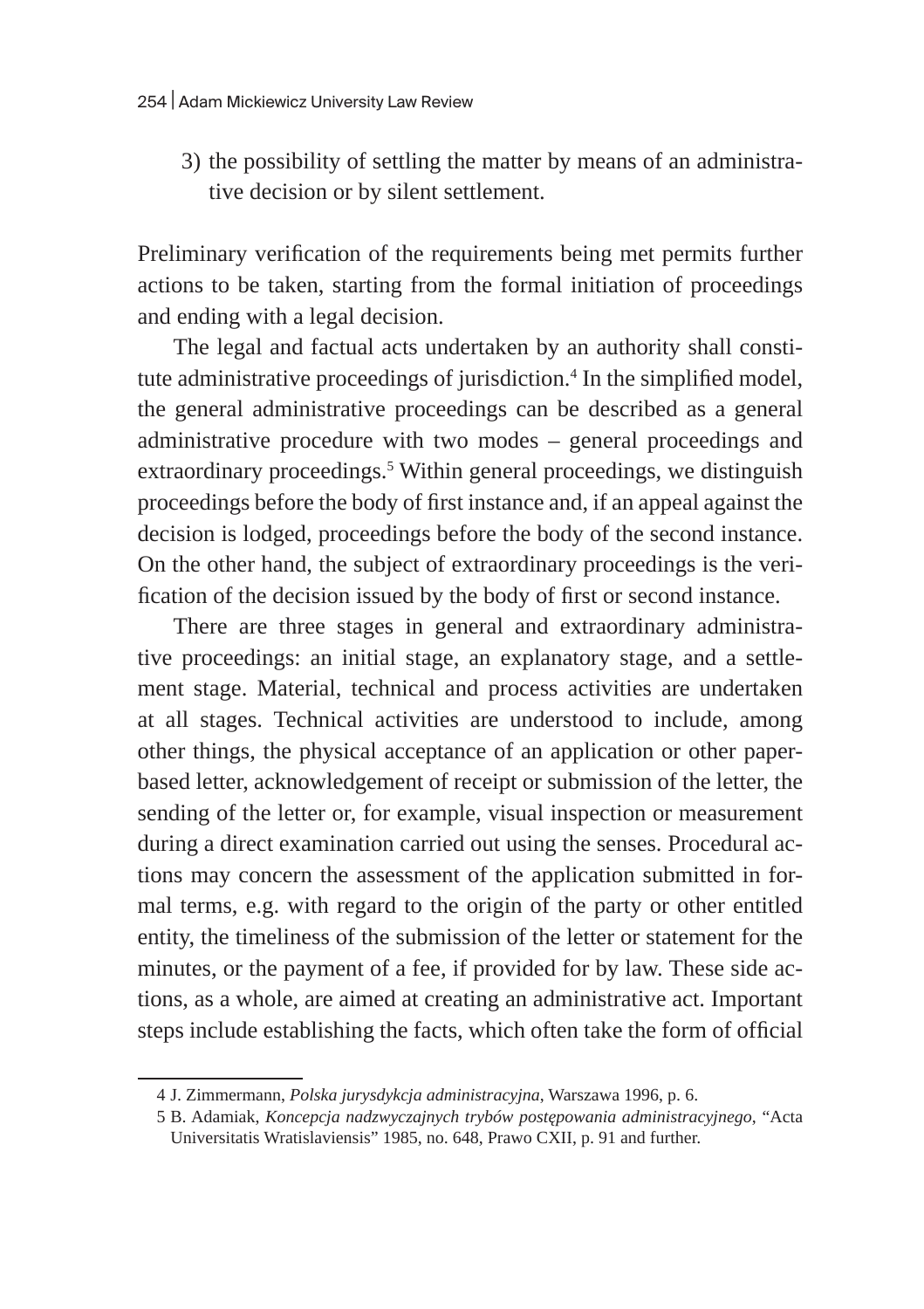3) the possibility of settling the matter by means of an administrative decision or by silent settlement.

Preliminary verification of the requirements being met permits further actions to be taken, starting from the formal initiation of proceedings and ending with a legal decision.

The legal and factual acts undertaken by an authority shall constitute administrative proceedings of jurisdiction.[4] In the simplified model, the general administrative proceedings can be described as a general administrative procedure with two modes – general proceedings and extraordinary proceedings.[5] Within general proceedings, we distinguish proceedings before the body of first instance and, if an appeal against the decision is lodged, proceedings before the body of the second instance. On the other hand, the subject of extraordinary proceedings is the verification of the decision issued by the body of first or second instance.

There are three stages in general and extraordinary administrative proceedings: an initial stage, an explanatory stage, and a settlement stage. Material, technical and process activities are undertaken at all stages. Technical activities are understood to include, among other things, the physical acceptance of an application or other paper-based letter, acknowledgement of receipt or submission of the letter, the sending of the letter or, for example, visual inspection or measurement during a direct examination carried out using the senses. Procedural actions may concern the assessment of the application submitted in formal terms, e.g. with regard to the origin of the party or other entitled entity, the timeliness of the submission of the letter or statement for the minutes, or the payment of a fee, if provided for by law. These side actions, as a whole, are aimed at creating an administrative act. Important steps include establishing the facts, which often take the form of official

---

4 J. Zimmermann, *Polska jurysdykcja administracyjna*, Warszawa 1996, p. 6.

5 B. Adamiak, *Koncepcja nadzwyczajnych trybów postępowania administracyjnego*, "Acta Universitatis Wratislaviensis" 1985, no. 648, Prawo CXII, p. 91 and further.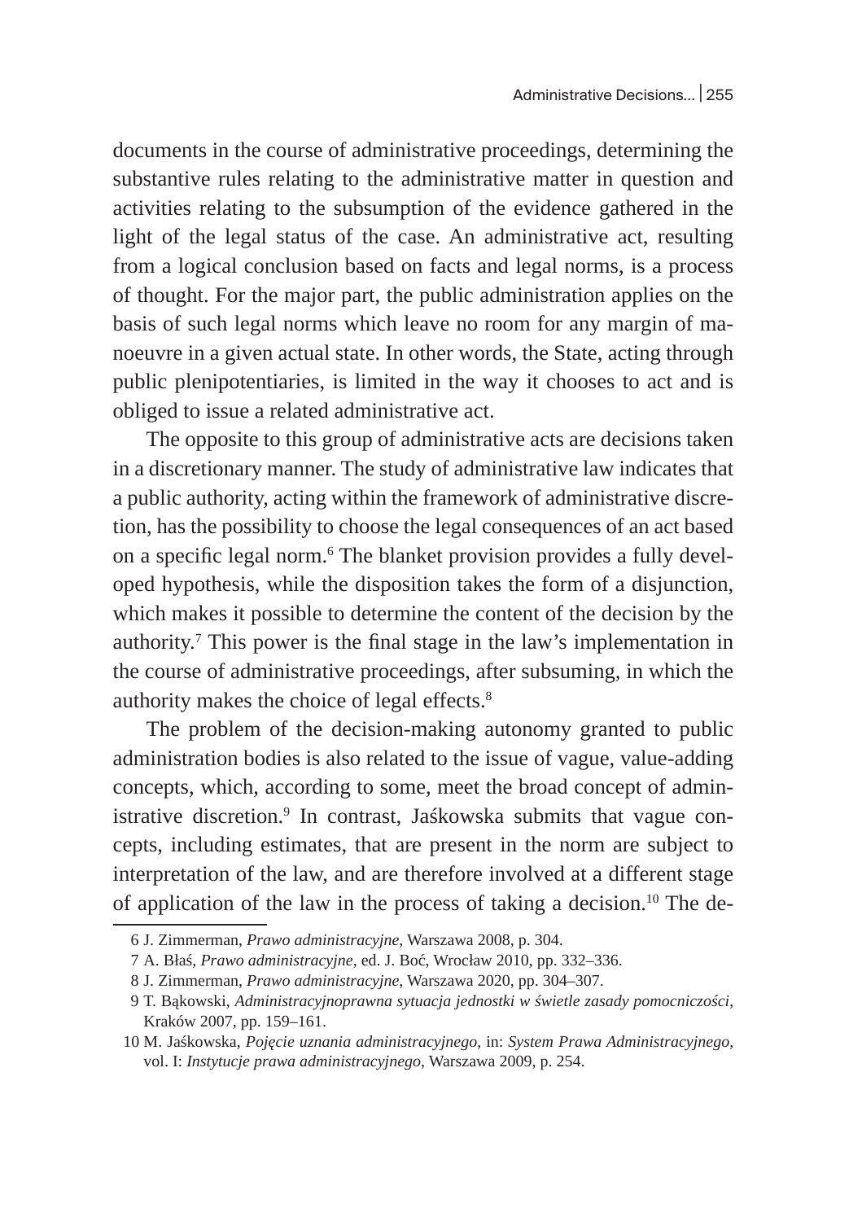documents in the course of administrative proceedings, determining the substantive rules relating to the administrative matter in question and activities relating to the subsumption of the evidence gathered in the light of the legal status of the case. An administrative act, resulting from a logical conclusion based on facts and legal norms, is a process of thought. For the major part, the public administration applies on the basis of such legal norms which leave no room for any margin of manoeuvre in a given actual state. In other words, the State, acting through public plenipotentiaries, is limited in the way it chooses to act and is obliged to issue a related administrative act.

The opposite to this group of administrative acts are decisions taken in a discretionary manner. The study of administrative law indicates that a public authority, acting within the framework of administrative discretion, has the possibility to choose the legal consequences of an act based on a specific legal norm.[6] The blanket provision provides a fully developed hypothesis, while the disposition takes the form of a disjunction, which makes it possible to determine the content of the decision by the authority.[7] This power is the final stage in the law's implementation in the course of administrative proceedings, after subsuming, in which the authority makes the choice of legal effects.[8]

The problem of the decision-making autonomy granted to public administration bodies is also related to the issue of vague, value-adding concepts, which, according to some, meet the broad concept of administrative discretion.[9] In contrast, Jaśkowska submits that vague concepts, including estimates, that are present in the norm are subject to interpretation of the law, and are therefore involved at a different stage of application of the law in the process of taking a decision.[10] The de-

---

6 J. Zimmerman, *Prawo administracyjne*, Warszawa 2008, p. 304.

7 A. Błaś, *Prawo administracyjne*, ed. J. Boć, Wrocław 2010, pp. 332–336.

8 J. Zimmerman, *Prawo administracyjne*, Warszawa 2020, pp. 304–307.

9 T. Bąkowski, *Administracyjnoprawna sytuacja jednostki w świetle zasady pomocniczości*, Kraków 2007, pp. 159–161.

10 M. Jaśkowska, *Pojęcie uznania administracyjnego*, in: *System Prawa Administracyjnego*, vol. I: *Instytucje prawa administracyjnego*, Warszawa 2009, p. 254.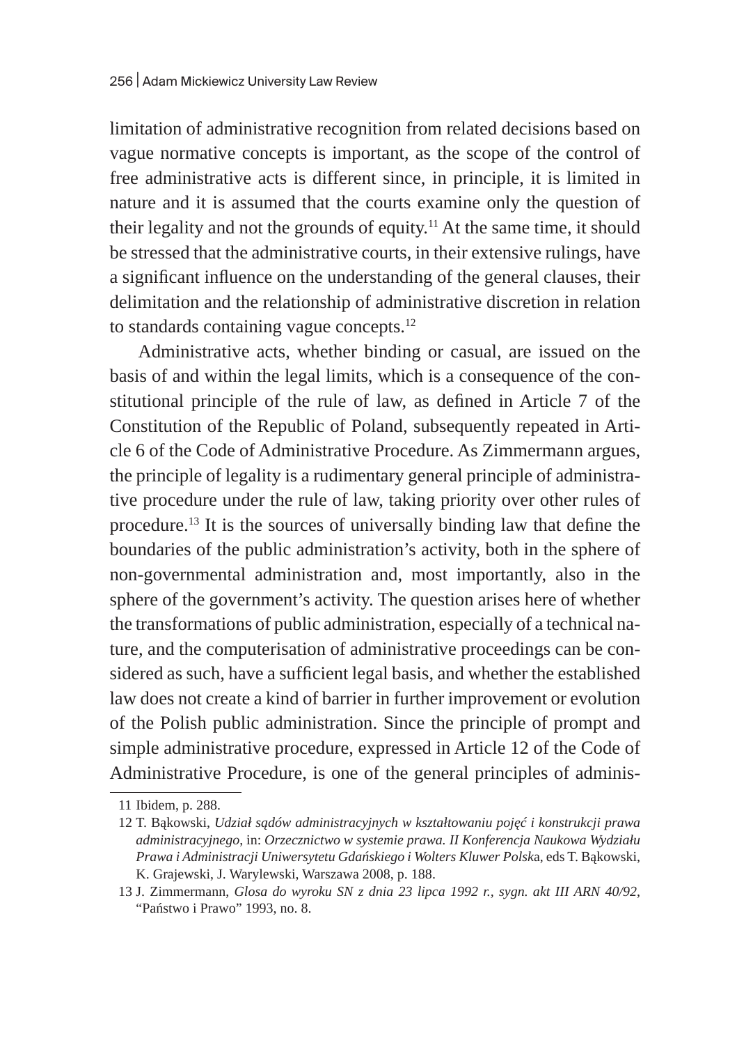limitation of administrative recognition from related decisions based on vague normative concepts is important, as the scope of the control of free administrative acts is different since, in principle, it is limited in nature and it is assumed that the courts examine only the question of their legality and not the grounds of equity.[11] At the same time, it should be stressed that the administrative courts, in their extensive rulings, have a significant influence on the understanding of the general clauses, their delimitation and the relationship of administrative discretion in relation to standards containing vague concepts.[12]

Administrative acts, whether binding or casual, are issued on the basis of and within the legal limits, which is a consequence of the constitutional principle of the rule of law, as defined in Article 7 of the Constitution of the Republic of Poland, subsequently repeated in Article 6 of the Code of Administrative Procedure. As Zimmermann argues, the principle of legality is a rudimentary general principle of administrative procedure under the rule of law, taking priority over other rules of procedure.[13] It is the sources of universally binding law that define the boundaries of the public administration's activity, both in the sphere of non-governmental administration and, most importantly, also in the sphere of the government's activity. The question arises here of whether the transformations of public administration, especially of a technical nature, and the computerisation of administrative proceedings can be considered as such, have a sufficient legal basis, and whether the established law does not create a kind of barrier in further improvement or evolution of the Polish public administration. Since the principle of prompt and simple administrative procedure, expressed in Article 12 of the Code of Administrative Procedure, is one of the general principles of adminis-

---

11 Ibidem, p. 288.

12 T. Bąkowski, *Udział sądów administracyjnych w kształtowaniu pojęć i konstrukcji prawa administracyjnego*, in: *Orzecznictwo w systemie prawa. II Konferencja Naukowa Wydziału Prawa i Administracji Uniwersytetu Gdańskiego i Wolters Kluwer Polsk*a, eds T. Bąkowski, K. Grajewski, J. Warylewski, Warszawa 2008, p. 188.

13 J. Zimmermann, *Glosa do wyroku SN z dnia 23 lipca 1992 r., sygn. akt III ARN 40/92*, "Państwo i Prawo" 1993, no. 8.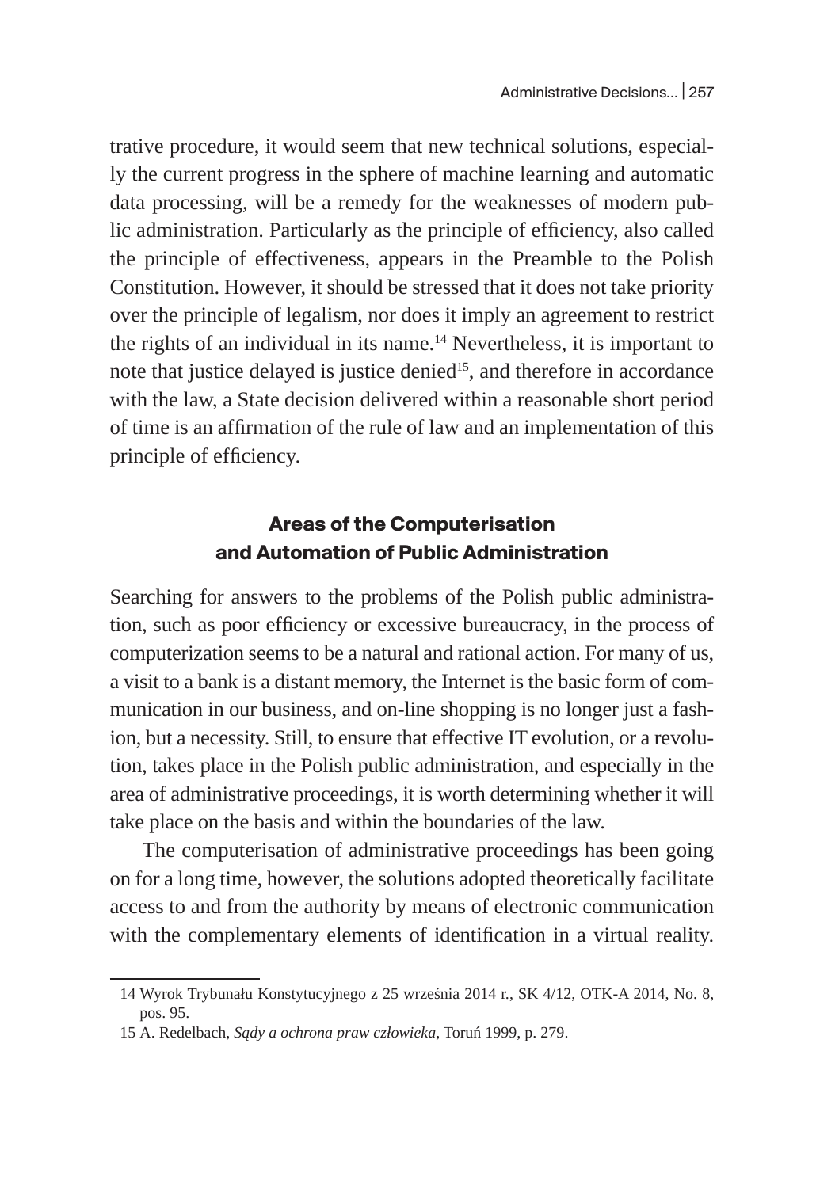trative procedure, it would seem that new technical solutions, especially the current progress in the sphere of machine learning and automatic data processing, will be a remedy for the weaknesses of modern public administration. Particularly as the principle of efficiency, also called the principle of effectiveness, appears in the Preamble to the Polish Constitution. However, it should be stressed that it does not take priority over the principle of legalism, nor does it imply an agreement to restrict the rights of an individual in its name.[14] Nevertheless, it is important to note that justice delayed is justice denied[15], and therefore in accordance with the law, a State decision delivered within a reasonable short period of time is an affirmation of the rule of law and an implementation of this principle of efficiency.

## Areas of the Computerisation and Automation of Public Administration

Searching for answers to the problems of the Polish public administration, such as poor efficiency or excessive bureaucracy, in the process of computerization seems to be a natural and rational action. For many of us, a visit to a bank is a distant memory, the Internet is the basic form of communication in our business, and on-line shopping is no longer just a fashion, but a necessity. Still, to ensure that effective IT evolution, or a revolution, takes place in the Polish public administration, and especially in the area of administrative proceedings, it is worth determining whether it will take place on the basis and within the boundaries of the law.

The computerisation of administrative proceedings has been going on for a long time, however, the solutions adopted theoretically facilitate access to and from the authority by means of electronic communication with the complementary elements of identification in a virtual reality.

---

14 Wyrok Trybunału Konstytucyjnego z 25 września 2014 r., SK 4/12, OTK-A 2014, No. 8, pos. 95.

15 A. Redelbach, *Sądy a ochrona praw człowieka*, Toruń 1999, p. 279.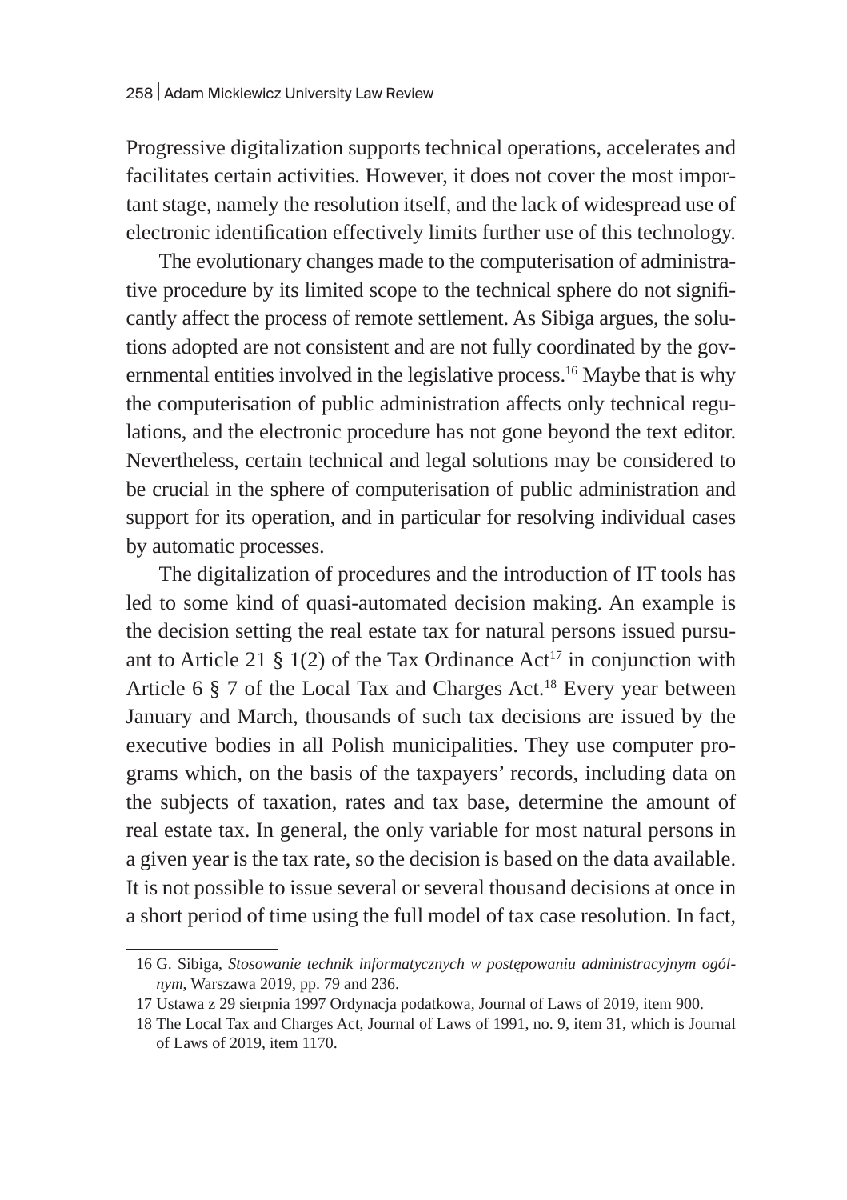Progressive digitalization supports technical operations, accelerates and facilitates certain activities. However, it does not cover the most important stage, namely the resolution itself, and the lack of widespread use of electronic identification effectively limits further use of this technology.

The evolutionary changes made to the computerisation of administrative procedure by its limited scope to the technical sphere do not significantly affect the process of remote settlement. As Sibiga argues, the solutions adopted are not consistent and are not fully coordinated by the governmental entities involved in the legislative process.[16] Maybe that is why the computerisation of public administration affects only technical regulations, and the electronic procedure has not gone beyond the text editor. Nevertheless, certain technical and legal solutions may be considered to be crucial in the sphere of computerisation of public administration and support for its operation, and in particular for resolving individual cases by automatic processes.

The digitalization of procedures and the introduction of IT tools has led to some kind of quasi-automated decision making. An example is the decision setting the real estate tax for natural persons issued pursuant to Article 21 § 1(2) of the Tax Ordinance Act[17] in conjunction with Article 6 § 7 of the Local Tax and Charges Act.[18] Every year between January and March, thousands of such tax decisions are issued by the executive bodies in all Polish municipalities. They use computer programs which, on the basis of the taxpayers' records, including data on the subjects of taxation, rates and tax base, determine the amount of real estate tax. In general, the only variable for most natural persons in a given year is the tax rate, so the decision is based on the data available. It is not possible to issue several or several thousand decisions at once in a short period of time using the full model of tax case resolution. In fact,

16 G. Sibiga, *Stosowanie technik informatycznych w postępowaniu administracyjnym ogólnym*, Warszawa 2019, pp. 79 and 236.

17 Ustawa z 29 sierpnia 1997 Ordynacja podatkowa, Journal of Laws of 2019, item 900.

18 The Local Tax and Charges Act, Journal of Laws of 1991, no. 9, item 31, which is Journal of Laws of 2019, item 1170.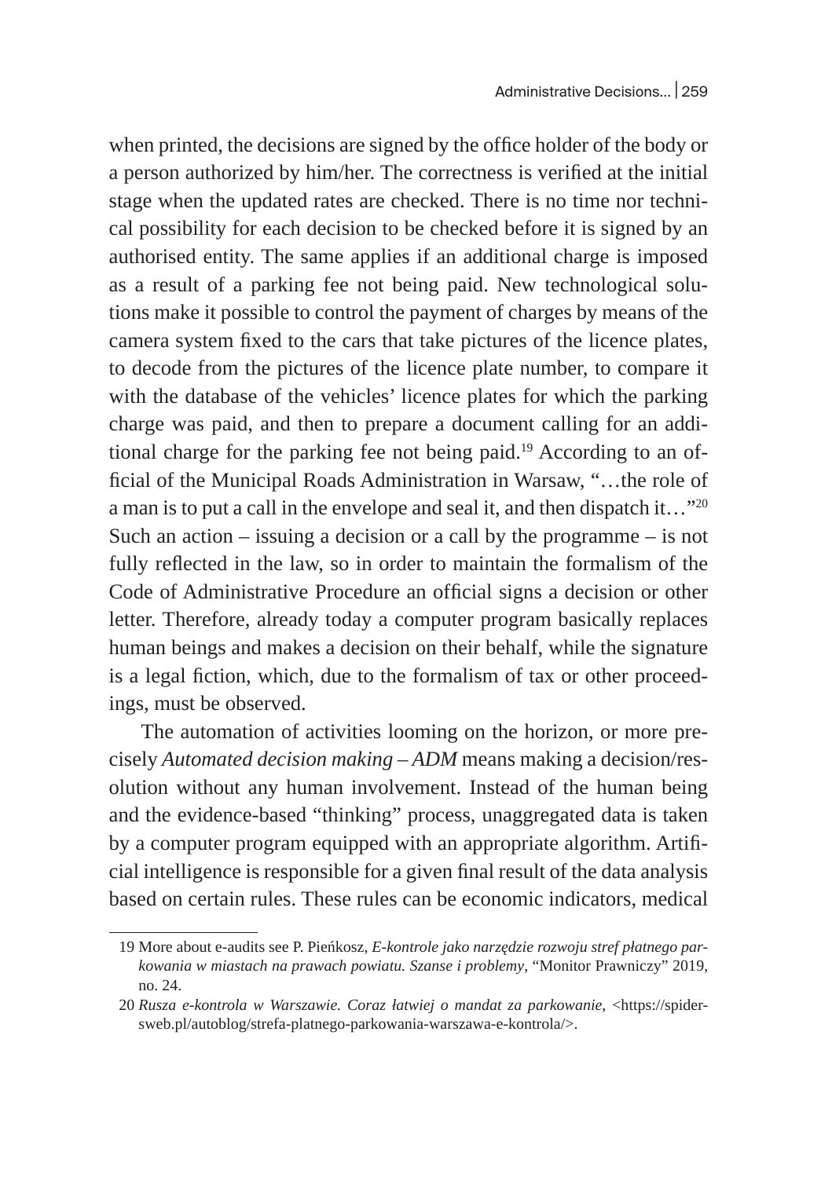when printed, the decisions are signed by the office holder of the body or a person authorized by him/her. The correctness is verified at the initial stage when the updated rates are checked. There is no time nor technical possibility for each decision to be checked before it is signed by an authorised entity. The same applies if an additional charge is imposed as a result of a parking fee not being paid. New technological solutions make it possible to control the payment of charges by means of the camera system fixed to the cars that take pictures of the licence plates, to decode from the pictures of the licence plate number, to compare it with the database of the vehicles' licence plates for which the parking charge was paid, and then to prepare a document calling for an additional charge for the parking fee not being paid.[19] According to an official of the Municipal Roads Administration in Warsaw, "…the role of a man is to put a call in the envelope and seal it, and then dispatch it…"[20] Such an action – issuing a decision or a call by the programme – is not fully reflected in the law, so in order to maintain the formalism of the Code of Administrative Procedure an official signs a decision or other letter. Therefore, already today a computer program basically replaces human beings and makes a decision on their behalf, while the signature is a legal fiction, which, due to the formalism of tax or other proceedings, must be observed.

The automation of activities looming on the horizon, or more precisely *Automated decision making – ADM* means making a decision/resolution without any human involvement. Instead of the human being and the evidence-based "thinking" process, unaggregated data is taken by a computer program equipped with an appropriate algorithm. Artificial intelligence is responsible for a given final result of the data analysis based on certain rules. These rules can be economic indicators, medical

---

19 More about e-audits see P. Pieńkosz, *E-kontrole jako narzędzie rozwoju stref płatnego parkowania w miastach na prawach powiatu. Szanse i problemy*, "Monitor Prawniczy" 2019, no. 24.

20 *Rusza e-kontrola w Warszawie. Coraz łatwiej o mandat za parkowanie*, <https://spidersweb.pl/autoblog/strefa-platnego-parkowania-warszawa-e-kontrola/>.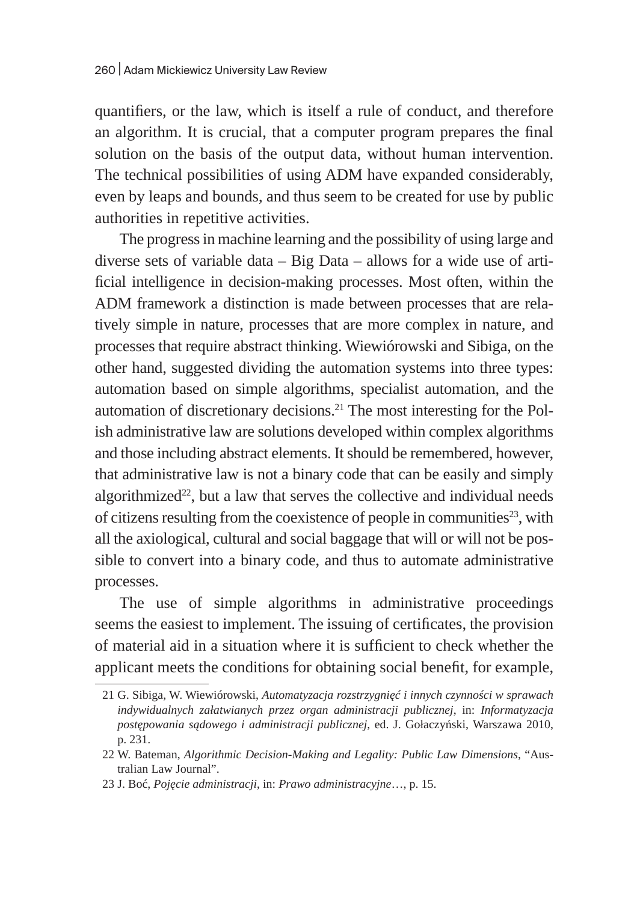quantifiers, or the law, which is itself a rule of conduct, and therefore an algorithm. It is crucial, that a computer program prepares the final solution on the basis of the output data, without human intervention. The technical possibilities of using ADM have expanded considerably, even by leaps and bounds, and thus seem to be created for use by public authorities in repetitive activities.

The progress in machine learning and the possibility of using large and diverse sets of variable data – Big Data – allows for a wide use of artificial intelligence in decision-making processes. Most often, within the ADM framework a distinction is made between processes that are relatively simple in nature, processes that are more complex in nature, and processes that require abstract thinking. Wiewiórowski and Sibiga, on the other hand, suggested dividing the automation systems into three types: automation based on simple algorithms, specialist automation, and the automation of discretionary decisions.[21] The most interesting for the Polish administrative law are solutions developed within complex algorithms and those including abstract elements. It should be remembered, however, that administrative law is not a binary code that can be easily and simply algorithmized[22], but a law that serves the collective and individual needs of citizens resulting from the coexistence of people in communities[23], with all the axiological, cultural and social baggage that will or will not be possible to convert into a binary code, and thus to automate administrative processes.

The use of simple algorithms in administrative proceedings seems the easiest to implement. The issuing of certificates, the provision of material aid in a situation where it is sufficient to check whether the applicant meets the conditions for obtaining social benefit, for example,

---

21 G. Sibiga, W. Wiewiórowski, *Automatyzacja rozstrzygnięć i innych czynności w sprawach indywidualnych załatwianych przez organ administracji publicznej*, in: *Informatyzacja postępowania sądowego i administracji publicznej*, ed. J. Gołaczyński, Warszawa 2010, p. 231.

22 W. Bateman, *Algorithmic Decision-Making and Legality: Public Law Dimensions*, "Australian Law Journal".

23 J. Boć, *Pojęcie administracji*, in: *Prawo administracyjne*…, p. 15.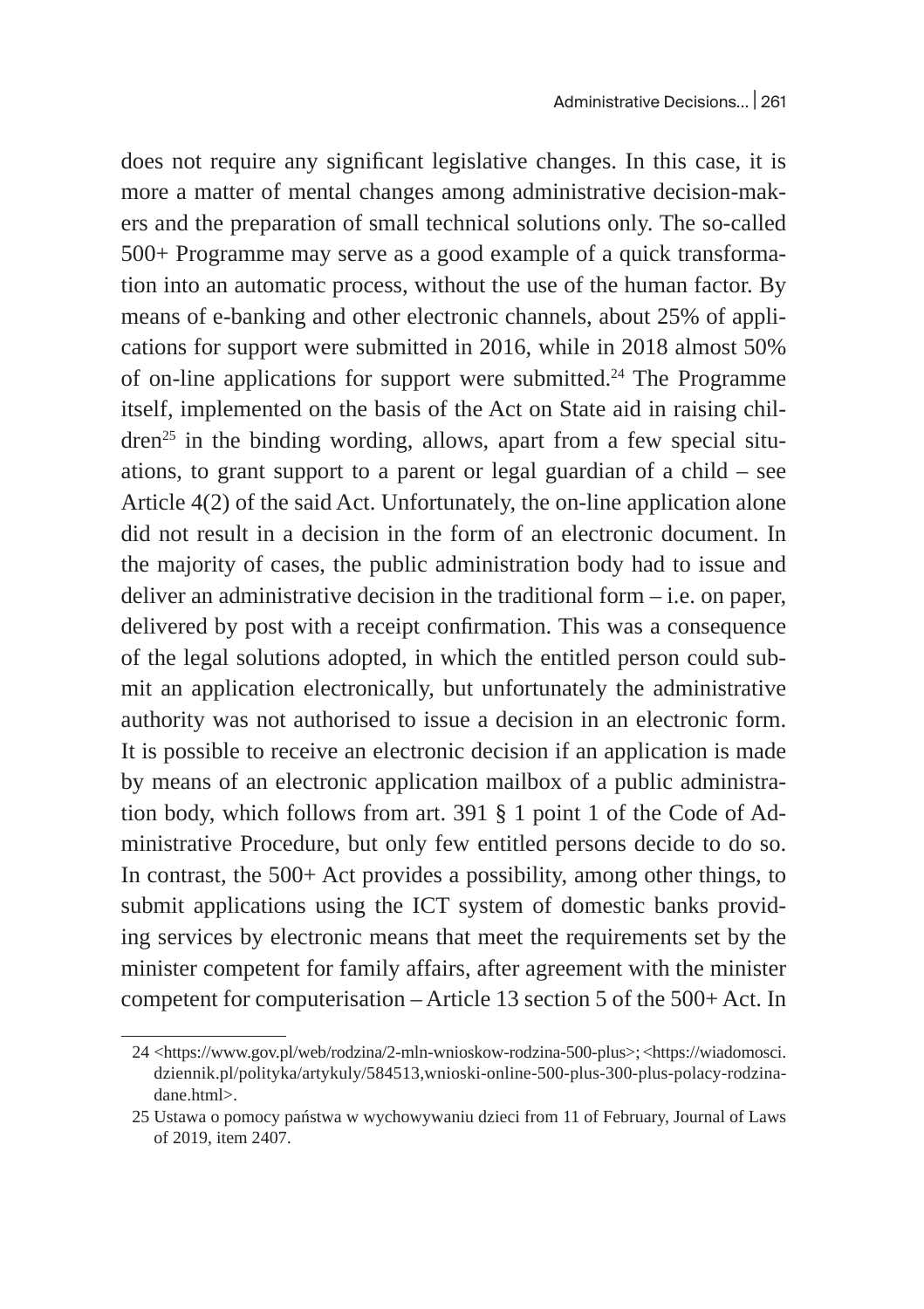does not require any significant legislative changes. In this case, it is more a matter of mental changes among administrative decision-makers and the preparation of small technical solutions only. The so-called 500+ Programme may serve as a good example of a quick transformation into an automatic process, without the use of the human factor. By means of e-banking and other electronic channels, about 25% of applications for support were submitted in 2016, while in 2018 almost 50% of on-line applications for support were submitted.[24] The Programme itself, implemented on the basis of the Act on State aid in raising children[25] in the binding wording, allows, apart from a few special situations, to grant support to a parent or legal guardian of a child – see Article 4(2) of the said Act. Unfortunately, the on-line application alone did not result in a decision in the form of an electronic document. In the majority of cases, the public administration body had to issue and deliver an administrative decision in the traditional form – i.e. on paper, delivered by post with a receipt confirmation. This was a consequence of the legal solutions adopted, in which the entitled person could submit an application electronically, but unfortunately the administrative authority was not authorised to issue a decision in an electronic form. It is possible to receive an electronic decision if an application is made by means of an electronic application mailbox of a public administration body, which follows from art. 391 § 1 point 1 of the Code of Administrative Procedure, but only few entitled persons decide to do so. In contrast, the 500+ Act provides a possibility, among other things, to submit applications using the ICT system of domestic banks providing services by electronic means that meet the requirements set by the minister competent for family affairs, after agreement with the minister competent for computerisation – Article 13 section 5 of the 500+ Act. In

---

24 <https://www.gov.pl/web/rodzina/2-mln-wnioskow-rodzina-500-plus>; <https://wiadomosci.dziennik.pl/polityka/artykuly/584513,wnioski-online-500-plus-300-plus-polacy-rodzina-dane.html>.

25 Ustawa o pomocy państwa w wychowywaniu dzieci from 11 of February, Journal of Laws of 2019, item 2407.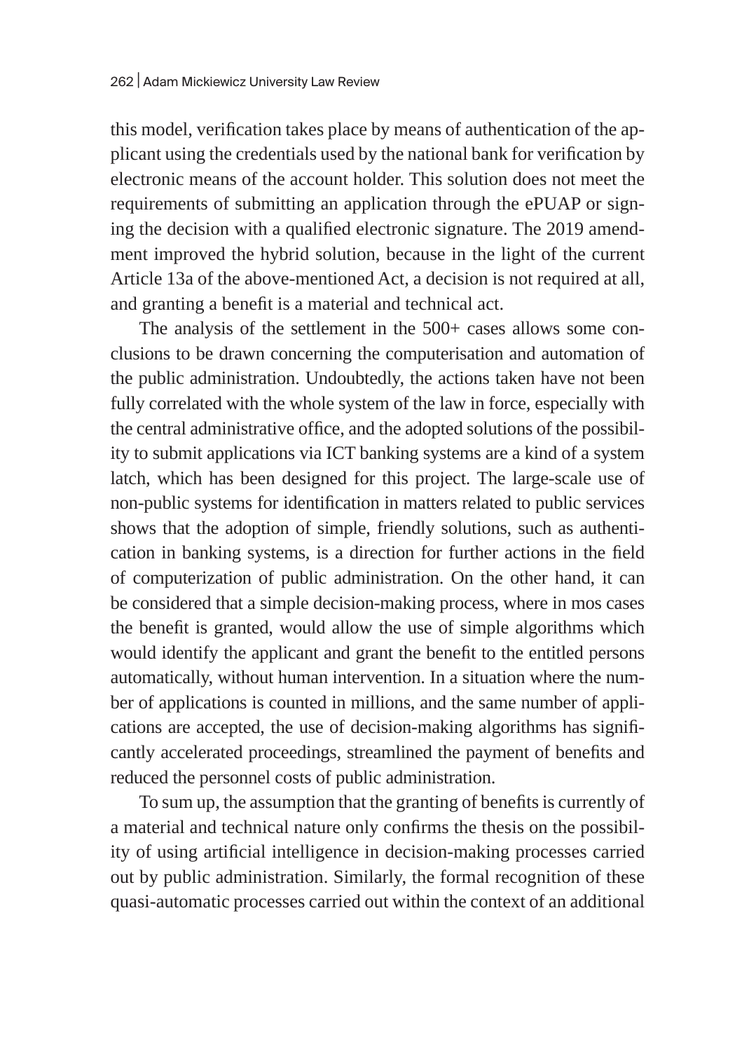this model, verification takes place by means of authentication of the applicant using the credentials used by the national bank for verification by electronic means of the account holder. This solution does not meet the requirements of submitting an application through the ePUAP or signing the decision with a qualified electronic signature. The 2019 amendment improved the hybrid solution, because in the light of the current Article 13a of the above-mentioned Act, a decision is not required at all, and granting a benefit is a material and technical act.

The analysis of the settlement in the 500+ cases allows some conclusions to be drawn concerning the computerisation and automation of the public administration. Undoubtedly, the actions taken have not been fully correlated with the whole system of the law in force, especially with the central administrative office, and the adopted solutions of the possibility to submit applications via ICT banking systems are a kind of a system latch, which has been designed for this project. The large-scale use of non-public systems for identification in matters related to public services shows that the adoption of simple, friendly solutions, such as authentication in banking systems, is a direction for further actions in the field of computerization of public administration. On the other hand, it can be considered that a simple decision-making process, where in mos cases the benefit is granted, would allow the use of simple algorithms which would identify the applicant and grant the benefit to the entitled persons automatically, without human intervention. In a situation where the number of applications is counted in millions, and the same number of applications are accepted, the use of decision-making algorithms has significantly accelerated proceedings, streamlined the payment of benefits and reduced the personnel costs of public administration.

To sum up, the assumption that the granting of benefits is currently of a material and technical nature only confirms the thesis on the possibility of using artificial intelligence in decision-making processes carried out by public administration. Similarly, the formal recognition of these quasi-automatic processes carried out within the context of an additional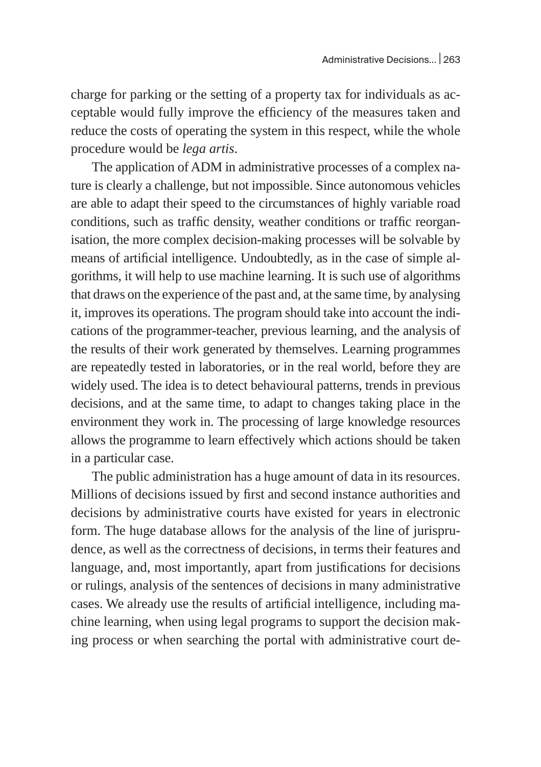charge for parking or the setting of a property tax for individuals as acceptable would fully improve the efficiency of the measures taken and reduce the costs of operating the system in this respect, while the whole procedure would be *lega artis*.

The application of ADM in administrative processes of a complex nature is clearly a challenge, but not impossible. Since autonomous vehicles are able to adapt their speed to the circumstances of highly variable road conditions, such as traffic density, weather conditions or traffic reorganisation, the more complex decision-making processes will be solvable by means of artificial intelligence. Undoubtedly, as in the case of simple algorithms, it will help to use machine learning. It is such use of algorithms that draws on the experience of the past and, at the same time, by analysing it, improves its operations. The program should take into account the indications of the programmer-teacher, previous learning, and the analysis of the results of their work generated by themselves. Learning programmes are repeatedly tested in laboratories, or in the real world, before they are widely used. The idea is to detect behavioural patterns, trends in previous decisions, and at the same time, to adapt to changes taking place in the environment they work in. The processing of large knowledge resources allows the programme to learn effectively which actions should be taken in a particular case.

The public administration has a huge amount of data in its resources. Millions of decisions issued by first and second instance authorities and decisions by administrative courts have existed for years in electronic form. The huge database allows for the analysis of the line of jurisprudence, as well as the correctness of decisions, in terms their features and language, and, most importantly, apart from justifications for decisions or rulings, analysis of the sentences of decisions in many administrative cases. We already use the results of artificial intelligence, including machine learning, when using legal programs to support the decision making process or when searching the portal with administrative court de-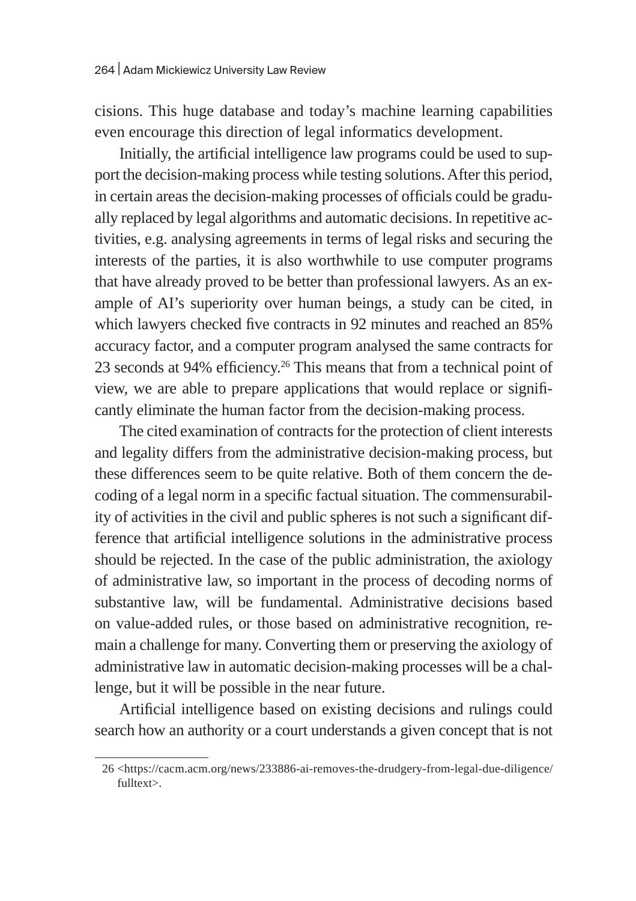cisions. This huge database and today's machine learning capabilities even encourage this direction of legal informatics development.

Initially, the artificial intelligence law programs could be used to support the decision-making process while testing solutions. After this period, in certain areas the decision-making processes of officials could be gradually replaced by legal algorithms and automatic decisions. In repetitive activities, e.g. analysing agreements in terms of legal risks and securing the interests of the parties, it is also worthwhile to use computer programs that have already proved to be better than professional lawyers. As an example of AI's superiority over human beings, a study can be cited, in which lawyers checked five contracts in 92 minutes and reached an 85% accuracy factor, and a computer program analysed the same contracts for 23 seconds at 94% efficiency.[26] This means that from a technical point of view, we are able to prepare applications that would replace or significantly eliminate the human factor from the decision-making process.

The cited examination of contracts for the protection of client interests and legality differs from the administrative decision-making process, but these differences seem to be quite relative. Both of them concern the decoding of a legal norm in a specific factual situation. The commensurability of activities in the civil and public spheres is not such a significant difference that artificial intelligence solutions in the administrative process should be rejected. In the case of the public administration, the axiology of administrative law, so important in the process of decoding norms of substantive law, will be fundamental. Administrative decisions based on value-added rules, or those based on administrative recognition, remain a challenge for many. Converting them or preserving the axiology of administrative law in automatic decision-making processes will be a challenge, but it will be possible in the near future.

Artificial intelligence based on existing decisions and rulings could search how an authority or a court understands a given concept that is not

---

26 <https://cacm.acm.org/news/233886-ai-removes-the-drudgery-from-legal-due-diligence/fulltext>.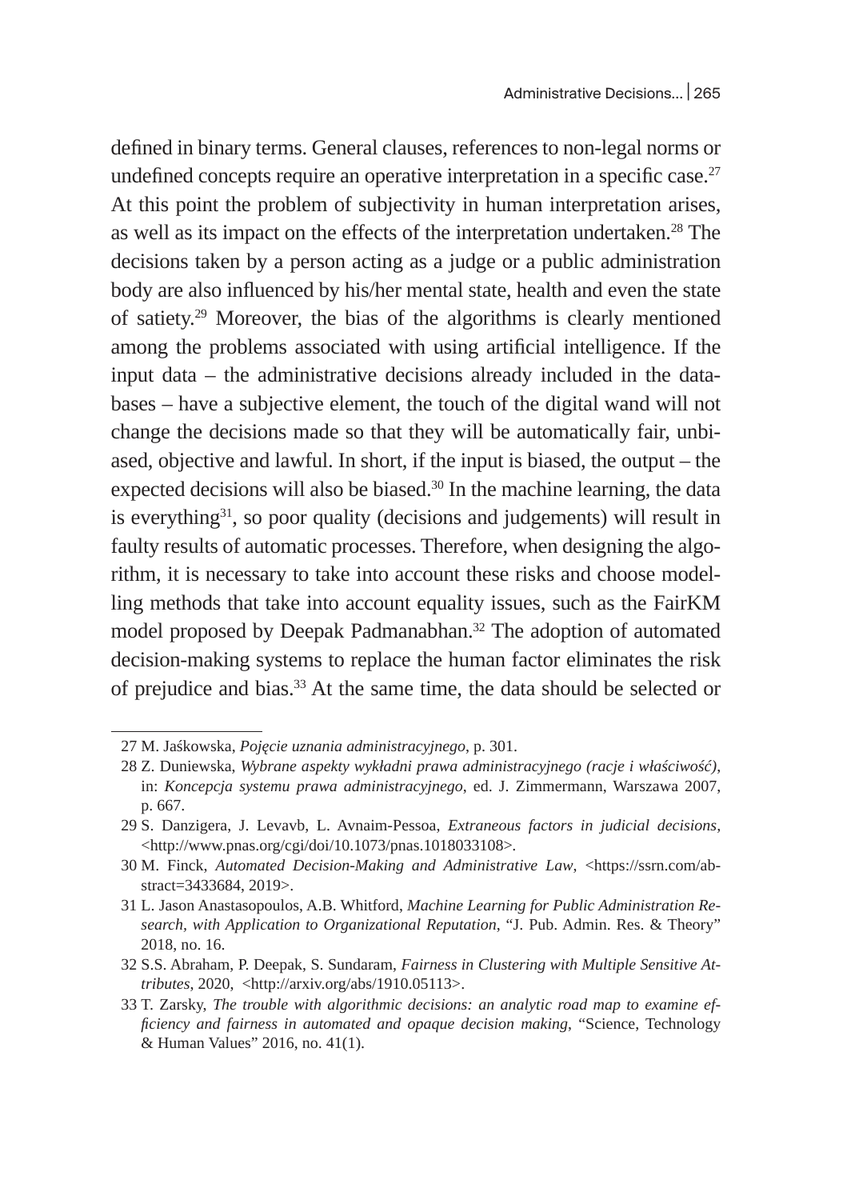defined in binary terms. General clauses, references to non-legal norms or undefined concepts require an operative interpretation in a specific case.[27] At this point the problem of subjectivity in human interpretation arises, as well as its impact on the effects of the interpretation undertaken.[28] The decisions taken by a person acting as a judge or a public administration body are also influenced by his/her mental state, health and even the state of satiety.[29] Moreover, the bias of the algorithms is clearly mentioned among the problems associated with using artificial intelligence. If the input data – the administrative decisions already included in the databases – have a subjective element, the touch of the digital wand will not change the decisions made so that they will be automatically fair, unbiased, objective and lawful. In short, if the input is biased, the output – the expected decisions will also be biased.[30] In the machine learning, the data is everything[31], so poor quality (decisions and judgements) will result in faulty results of automatic processes. Therefore, when designing the algorithm, it is necessary to take into account these risks and choose modelling methods that take into account equality issues, such as the FairKM model proposed by Deepak Padmanabhan.[32] The adoption of automated decision-making systems to replace the human factor eliminates the risk of prejudice and bias.[33] At the same time, the data should be selected or

---

27 M. Jaśkowska, *Pojęcie uznania administracyjnego*, p. 301.

28 Z. Duniewska, *Wybrane aspekty wykładni prawa administracyjnego (racje i właściwość)*, in: *Koncepcja systemu prawa administracyjnego*, ed. J. Zimmermann, Warszawa 2007, p. 667.

29 S. Danzigera, J. Levavb, L. Avnaim-Pessoa, *Extraneous factors in judicial decisions*, <http://www.pnas.org/cgi/doi/10.1073/pnas.1018033108>.

30 M. Finck, *Automated Decision-Making and Administrative Law*, <https://ssrn.com/abstract=3433684, 2019>.

31 L. Jason Anastasopoulos, A.B. Whitford, *Machine Learning for Public Administration Research, with Application to Organizational Reputation*, "J. Pub. Admin. Res. & Theory" 2018, no. 16.

32 S.S. Abraham, P. Deepak, S. Sundaram, *Fairness in Clustering with Multiple Sensitive Attributes*, 2020, <http://arxiv.org/abs/1910.05113>.

33 T. Zarsky, *The trouble with algorithmic decisions: an analytic road map to examine efficiency and fairness in automated and opaque decision making*, "Science, Technology & Human Values" 2016, no. 41(1).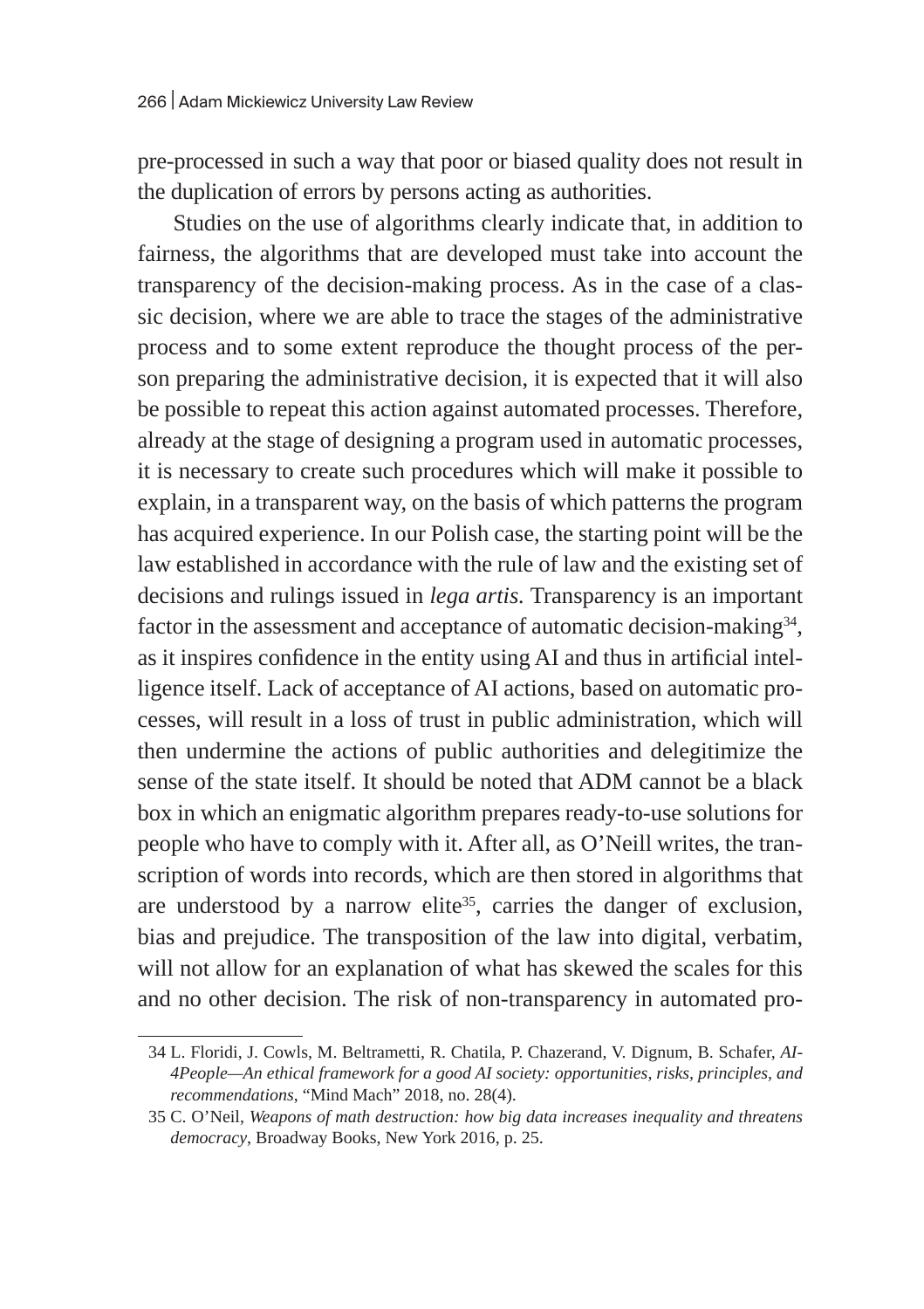pre-processed in such a way that poor or biased quality does not result in the duplication of errors by persons acting as authorities.

Studies on the use of algorithms clearly indicate that, in addition to fairness, the algorithms that are developed must take into account the transparency of the decision-making process. As in the case of a classic decision, where we are able to trace the stages of the administrative process and to some extent reproduce the thought process of the person preparing the administrative decision, it is expected that it will also be possible to repeat this action against automated processes. Therefore, already at the stage of designing a program used in automatic processes, it is necessary to create such procedures which will make it possible to explain, in a transparent way, on the basis of which patterns the program has acquired experience. In our Polish case, the starting point will be the law established in accordance with the rule of law and the existing set of decisions and rulings issued in *lega artis.* Transparency is an important factor in the assessment and acceptance of automatic decision-making[34], as it inspires confidence in the entity using AI and thus in artificial intelligence itself. Lack of acceptance of AI actions, based on automatic processes, will result in a loss of trust in public administration, which will then undermine the actions of public authorities and delegitimize the sense of the state itself. It should be noted that ADM cannot be a black box in which an enigmatic algorithm prepares ready-to-use solutions for people who have to comply with it. After all, as O'Neill writes, the transcription of words into records, which are then stored in algorithms that are understood by a narrow elite[35], carries the danger of exclusion, bias and prejudice. The transposition of the law into digital, verbatim, will not allow for an explanation of what has skewed the scales for this and no other decision. The risk of non-transparency in automated pro-

34 L. Floridi, J. Cowls, M. Beltrametti, R. Chatila, P. Chazerand, V. Dignum, B. Schafer, *AI-4People—An ethical framework for a good AI society: opportunities, risks, principles, and recommendations*, "Mind Mach" 2018, no. 28(4).

35 C. O'Neil, *Weapons of math destruction: how big data increases inequality and threatens democracy*, Broadway Books, New York 2016, p. 25.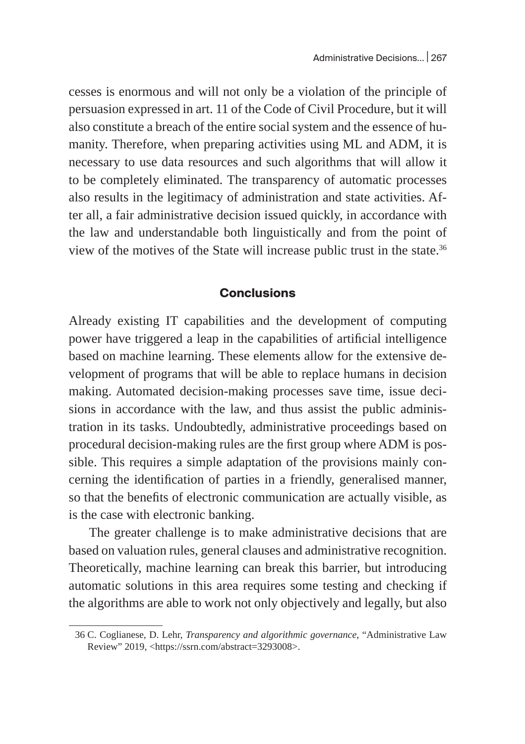cesses is enormous and will not only be a violation of the principle of persuasion expressed in art. 11 of the Code of Civil Procedure, but it will also constitute a breach of the entire social system and the essence of humanity. Therefore, when preparing activities using ML and ADM, it is necessary to use data resources and such algorithms that will allow it to be completely eliminated. The transparency of automatic processes also results in the legitimacy of administration and state activities. After all, a fair administrative decision issued quickly, in accordance with the law and understandable both linguistically and from the point of view of the motives of the State will increase public trust in the state.[36]

## Conclusions

Already existing IT capabilities and the development of computing power have triggered a leap in the capabilities of artificial intelligence based on machine learning. These elements allow for the extensive development of programs that will be able to replace humans in decision making. Automated decision-making processes save time, issue decisions in accordance with the law, and thus assist the public administration in its tasks. Undoubtedly, administrative proceedings based on procedural decision-making rules are the first group where ADM is possible. This requires a simple adaptation of the provisions mainly concerning the identification of parties in a friendly, generalised manner, so that the benefits of electronic communication are actually visible, as is the case with electronic banking.

The greater challenge is to make administrative decisions that are based on valuation rules, general clauses and administrative recognition. Theoretically, machine learning can break this barrier, but introducing automatic solutions in this area requires some testing and checking if the algorithms are able to work not only objectively and legally, but also

36 C. Coglianese, D. Lehr, *Transparency and algorithmic governance*, "Administrative Law Review" 2019, <https://ssrn.com/abstract=3293008>.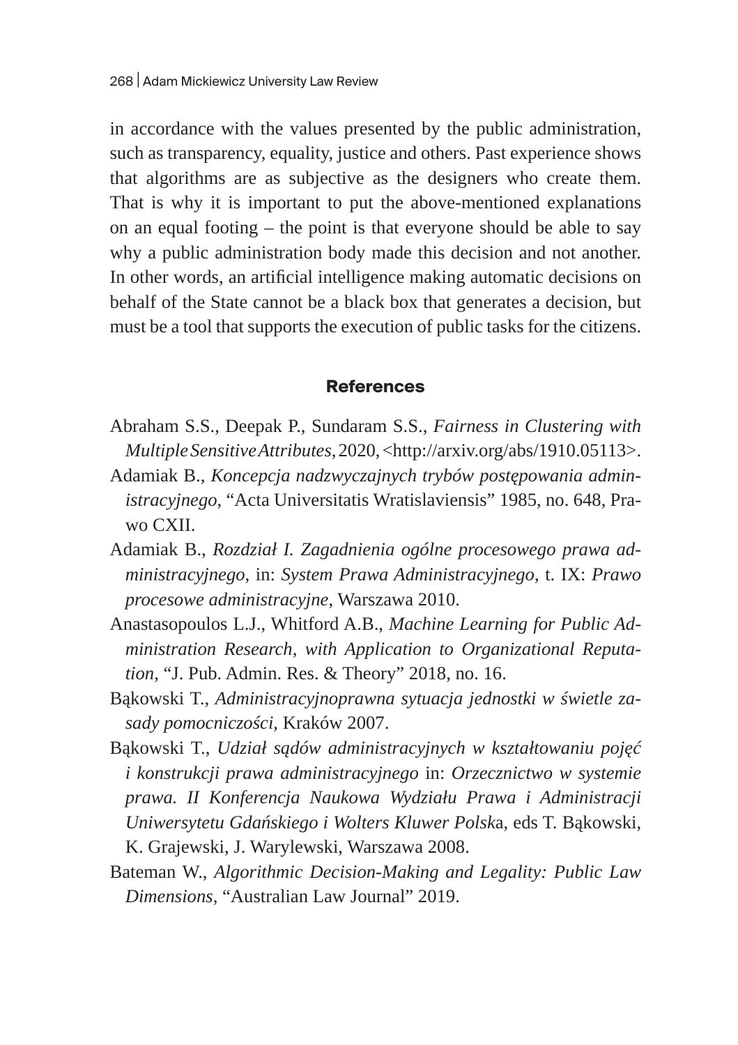in accordance with the values presented by the public administration, such as transparency, equality, justice and others. Past experience shows that algorithms are as subjective as the designers who create them. That is why it is important to put the above-mentioned explanations on an equal footing – the point is that everyone should be able to say why a public administration body made this decision and not another. In other words, an artificial intelligence making automatic decisions on behalf of the State cannot be a black box that generates a decision, but must be a tool that supports the execution of public tasks for the citizens.

## References

Abraham S.S., Deepak P., Sundaram S.S., *Fairness in Clustering with Multiple Sensitive Attributes*, 2020, <http://arxiv.org/abs/1910.05113>.

Adamiak B., *Koncepcja nadzwyczajnych trybów postępowania administracyjnego*, "Acta Universitatis Wratislaviensis" 1985, no. 648, Prawo CXII.

Adamiak B., *Rozdział I. Zagadnienia ogólne procesowego prawa administracyjnego*, in: *System Prawa Administracyjnego*, t. IX: *Prawo procesowe administracyjne*, Warszawa 2010.

Anastasopoulos L.J., Whitford A.B., *Machine Learning for Public Administration Research, with Application to Organizational Reputation*, "J. Pub. Admin. Res. & Theory" 2018, no. 16.

Bąkowski T., *Administracyjnoprawna sytuacja jednostki w świetle zasady pomocniczości*, Kraków 2007.

Bąkowski T., *Udział sądów administracyjnych w kształtowaniu pojęć i konstrukcji prawa administracyjnego* in: *Orzecznictwo w systemie prawa. II Konferencja Naukowa Wydziału Prawa i Administracji Uniwersytetu Gdańskiego i Wolters Kluwer Polsk*a, eds T. Bąkowski, K. Grajewski, J. Warylewski, Warszawa 2008.

Bateman W., *Algorithmic Decision-Making and Legality: Public Law Dimensions*, "Australian Law Journal" 2019.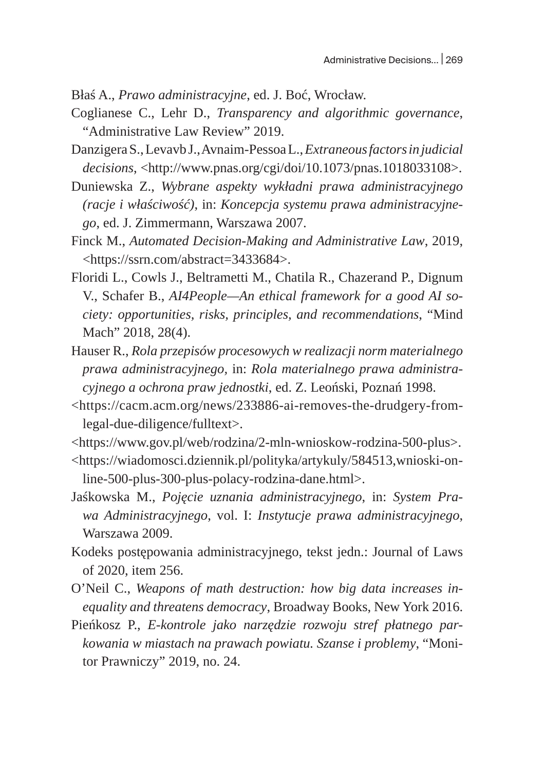Błaś A., *Prawo administracyjne*, ed. J. Boć, Wrocław.

Coglianese C., Lehr D., *Transparency and algorithmic governance*, "Administrative Law Review" 2019.

Danzigera S., Levavb J., Avnaim-Pessoa L., *Extraneous factors in judicial decisions*, <http://www.pnas.org/cgi/doi/10.1073/pnas.1018033108>.

Duniewska Z., *Wybrane aspekty wykładni prawa administracyjnego (racje i właściwość)*, in: *Koncepcja systemu prawa administracyjnego*, ed. J. Zimmermann, Warszawa 2007.

Finck M., *Automated Decision-Making and Administrative Law*, 2019, <https://ssrn.com/abstract=3433684>.

Floridi L., Cowls J., Beltrametti M., Chatila R., Chazerand P., Dignum V., Schafer B., *AI4People—An ethical framework for a good AI society: opportunities, risks, principles, and recommendations*, "Mind Mach" 2018, 28(4).

Hauser R., *Rola przepisów procesowych w realizacji norm materialnego prawa administracyjnego*, in: *Rola materialnego prawa administracyjnego a ochrona praw jednostki*, ed. Z. Leoński, Poznań 1998.

<https://cacm.acm.org/news/233886-ai-removes-the-drudgery-from-legal-due-diligence/fulltext>.

<https://www.gov.pl/web/rodzina/2-mln-wnioskow-rodzina-500-plus>.

<https://wiadomosci.dziennik.pl/polityka/artykuly/584513,wnioski-online-500-plus-300-plus-polacy-rodzina-dane.html>.

Jaśkowska M., *Pojęcie uznania administracyjnego*, in: *System Prawa Administracyjnego*, vol. I: *Instytucje prawa administracyjnego*, Warszawa 2009.

Kodeks postępowania administracyjnego, tekst jedn.: Journal of Laws of 2020, item 256.

O'Neil C., *Weapons of math destruction: how big data increases inequality and threatens democracy*, Broadway Books, New York 2016.

Pieńkosz P., *E-kontrole jako narzędzie rozwoju stref płatnego parkowania w miastach na prawach powiatu. Szanse i problemy*, "Monitor Prawniczy" 2019, no. 24.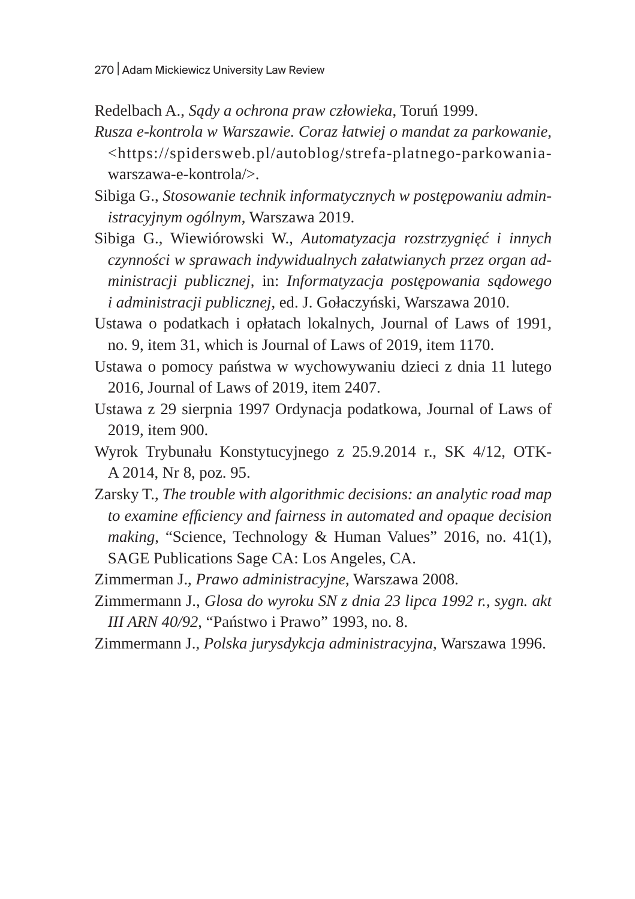Redelbach A., *Sądy a ochrona praw człowieka*, Toruń 1999.

*Rusza e-kontrola w Warszawie. Coraz łatwiej o mandat za parkowanie*, <https://spidersweb.pl/autoblog/strefa-platnego-parkowania-warszawa-e-kontrola/>.

Sibiga G., *Stosowanie technik informatycznych w postępowaniu administracyjnym ogólnym*, Warszawa 2019.

Sibiga G., Wiewiórowski W., *Automatyzacja rozstrzygnięć i innych czynności w sprawach indywidualnych załatwianych przez organ administracji publicznej*, in: *Informatyzacja postępowania sądowego i administracji publicznej*, ed. J. Gołaczyński, Warszawa 2010.

Ustawa o podatkach i opłatach lokalnych, Journal of Laws of 1991, no. 9, item 31, which is Journal of Laws of 2019, item 1170.

Ustawa o pomocy państwa w wychowywaniu dzieci z dnia 11 lutego 2016, Journal of Laws of 2019, item 2407.

Ustawa z 29 sierpnia 1997 Ordynacja podatkowa, Journal of Laws of 2019, item 900.

Wyrok Trybunału Konstytucyjnego z 25.9.2014 r., SK 4/12, OTK-A 2014, Nr 8, poz. 95.

Zarsky T., *The trouble with algorithmic decisions: an analytic road map to examine efficiency and fairness in automated and opaque decision making*, "Science, Technology & Human Values" 2016, no. 41(1), SAGE Publications Sage CA: Los Angeles, CA.

Zimmerman J., *Prawo administracyjne*, Warszawa 2008.

Zimmermann J., *Glosa do wyroku SN z dnia 23 lipca 1992 r., sygn. akt III ARN 40/92*, "Państwo i Prawo" 1993, no. 8.

Zimmermann J., *Polska jurysdykcja administracyjna*, Warszawa 1996.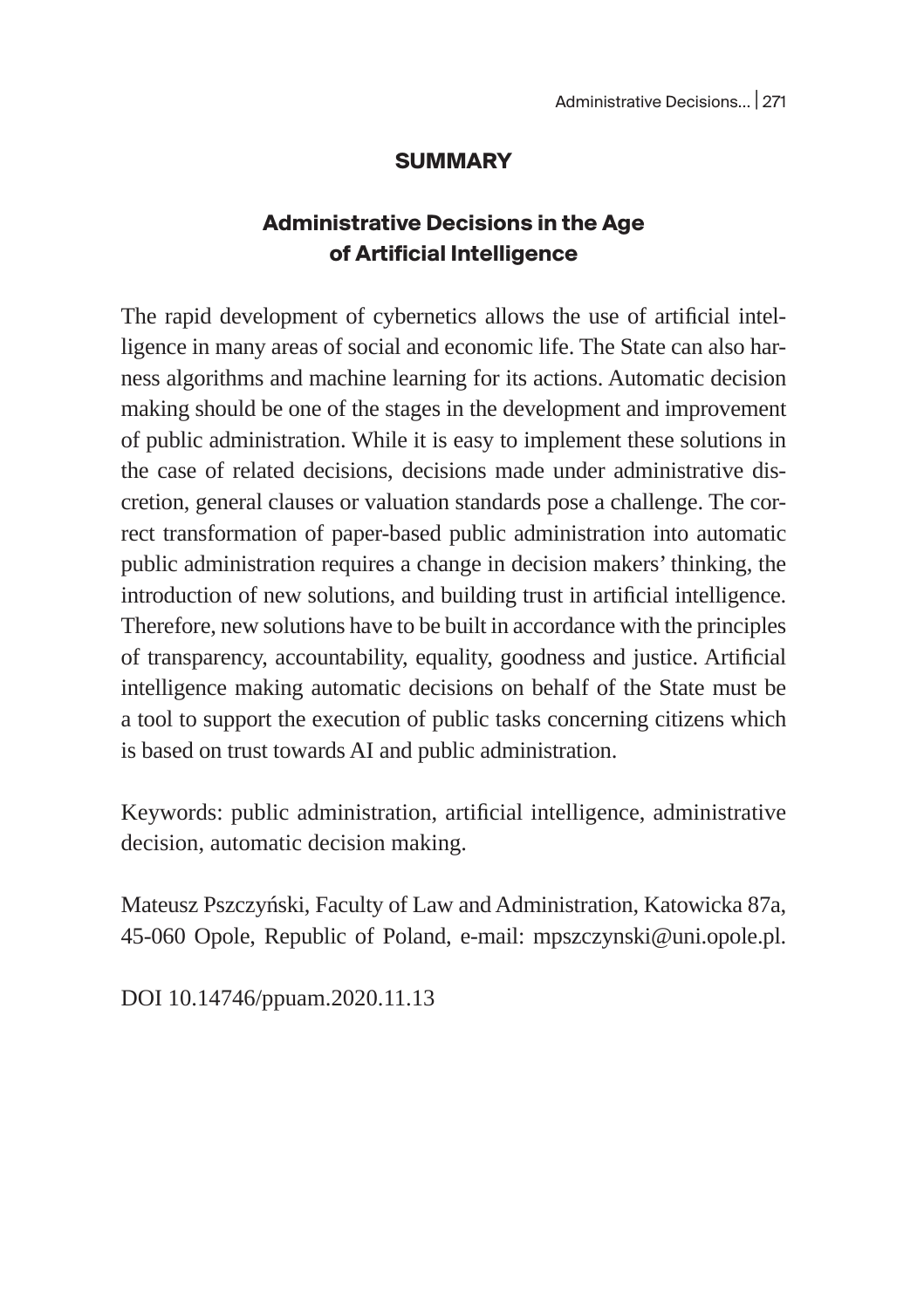## SUMMARY

### Administrative Decisions in the Age of Artificial Intelligence

The rapid development of cybernetics allows the use of artificial intelligence in many areas of social and economic life. The State can also harness algorithms and machine learning for its actions. Automatic decision making should be one of the stages in the development and improvement of public administration. While it is easy to implement these solutions in the case of related decisions, decisions made under administrative discretion, general clauses or valuation standards pose a challenge. The correct transformation of paper-based public administration into automatic public administration requires a change in decision makers' thinking, the introduction of new solutions, and building trust in artificial intelligence. Therefore, new solutions have to be built in accordance with the principles of transparency, accountability, equality, goodness and justice. Artificial intelligence making automatic decisions on behalf of the State must be a tool to support the execution of public tasks concerning citizens which is based on trust towards AI and public administration.

Keywords: public administration, artificial intelligence, administrative decision, automatic decision making.

Mateusz Pszczyński, Faculty of Law and Administration, Katowicka 87a, 45-060 Opole, Republic of Poland, e-mail: mpszczynski@uni.opole.pl.

DOI 10.14746/ppuam.2020.11.13